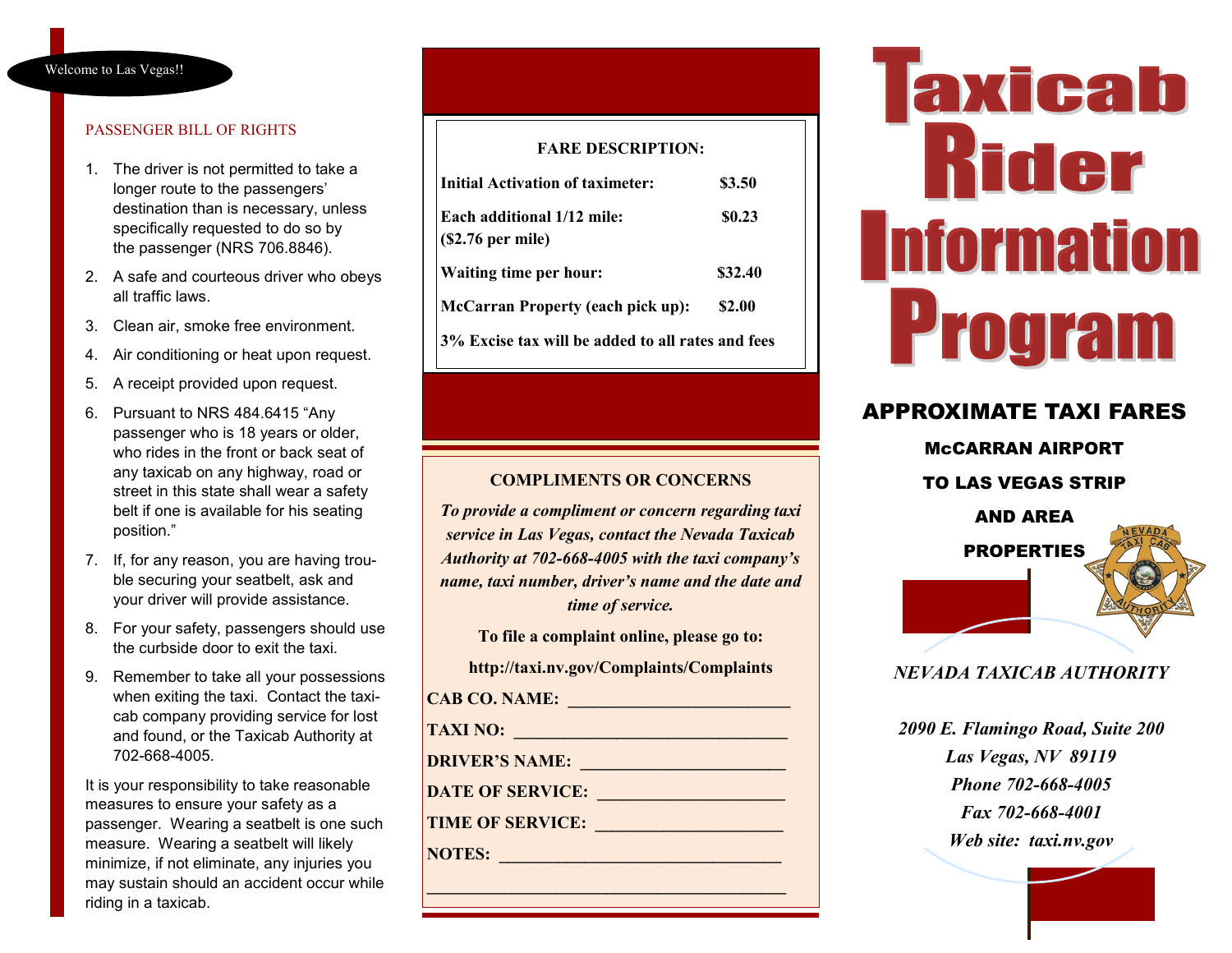Welcome to Las Vegas!!

## PASSENGER BILL OF RIGHTS

1. The driver is not permitted to take a longer route to the passengers' destination than is necessary, unless specifically requested to do so by the passenger (NRS 706.8846).
2. A safe and courteous driver who obeys all traffic laws.
3. Clean air, smoke free environment.
4. Air conditioning or heat upon request.
5. A receipt provided upon request.
6. Pursuant to NRS 484.6415 "Any passenger who is 18 years or older, who rides in the front or back seat of any taxicab on any highway, road or street in this state shall wear a safety belt if one is available for his seating position."
7. If, for any reason, you are having trouble securing your seatbelt, ask and your driver will provide assistance.
8. For your safety, passengers should use the curbside door to exit the taxi.
9. Remember to take all your possessions when exiting the taxi. Contact the taxicab company providing service for lost and found, or the Taxicab Authority at 702-668-4005.

It is your responsibility to take reasonable measures to ensure your safety as a passenger. Wearing a seatbelt is one such measure. Wearing a seatbelt will likely minimize, if not eliminate, any injuries you may sustain should an accident occur while riding in a taxicab.

**FARE DESCRIPTION:**

| | |
|---|---|
| **Initial Activation of taximeter:** | **$3.50** |
| **Each additional 1/12 mile: ($2.76 per mile)** | **$0.23** |
| **Waiting time per hour:** | **$32.40** |
| **McCarran Property (each pick up):** | **$2.00** |

**3% Excise tax will be added to all rates and fees**

**COMPLIMENTS OR CONCERNS**

***To provide a compliment or concern regarding taxi service in Las Vegas, contact the Nevada Taxicab Authority at 702-668-4005 with the taxi company's name, taxi number, driver's name and the date and time of service.***

**To file a complaint online, please go to:**

**http://taxi.nv.gov/Complaints/Complaints**

**CAB CO. NAME:** ________________________

**TAXI NO:** ______________________________

**DRIVER'S NAME:** ______________________

**DATE OF SERVICE:** ____________________

**TIME OF SERVICE:** ____________________

**NOTES:** ______________________________

________________________________________

# Taxicab Rider Information Program

## APPROXIMATE TAXI FARES

**McCARRAN AIRPORT**

**TO LAS VEGAS STRIP**

**AND AREA**

**PROPERTIES**

*NEVADA TAXICAB AUTHORITY*

*2090 E. Flamingo Road, Suite 200*
*Las Vegas, NV 89119*
*Phone 702-668-4005*
*Fax 702-668-4001*
*Web site: taxi.nv.gov*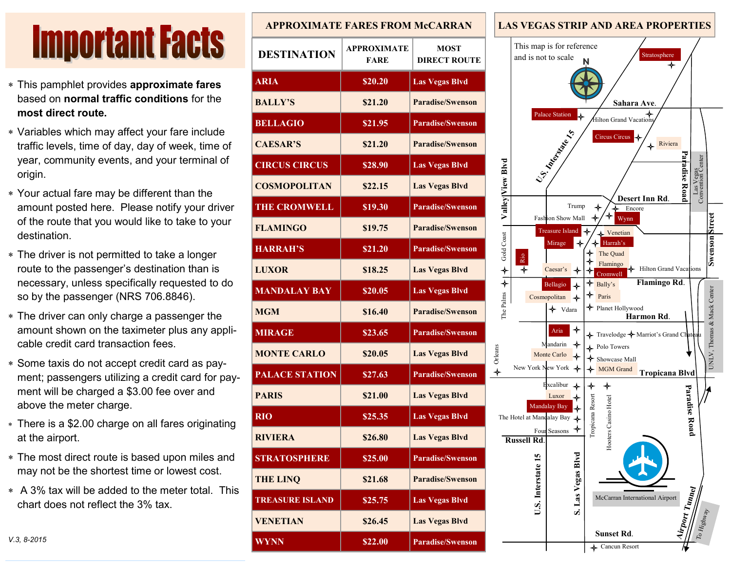# Important Facts

- This pamphlet provides **approximate fares** based on **normal traffic conditions** for the **most direct route.**
- Variables which may affect your fare include traffic levels, time of day, day of week, time of year, community events, and your terminal of origin.
- Your actual fare may be different than the amount posted here. Please notify your driver of the route that you would like to take to your destination.
- The driver is not permitted to take a longer route to the passenger's destination than is necessary, unless specifically requested to do so by the passenger (NRS 706.8846).
- The driver can only charge a passenger the amount shown on the taximeter plus any applicable credit card transaction fees.
- Some taxis do not accept credit card as payment; passengers utilizing a credit card for payment will be charged a $3.00 fee over and above the meter charge.
- There is a $2.00 charge on all fares originating at the airport.
- The most direct route is based upon miles and may not be the shortest time or lowest cost.
- A 3% tax will be added to the meter total. This chart does not reflect the 3% tax.

*V.3, 8-2015*

## APPROXIMATE FARES FROM McCARRAN

| DESTINATION | APPROXIMATE FARE | MOST DIRECT ROUTE |
|---|---|---|
| ARIA | $20.20 | Las Vegas Blvd |
| BALLY'S | $21.20 | Paradise/Swenson |
| BELLAGIO | $21.95 | Paradise/Swenson |
| CAESAR'S | $21.20 | Paradise/Swenson |
| CIRCUS CIRCUS | $28.90 | Las Vegas Blvd |
| COSMOPOLITAN | $22.15 | Las Vegas Blvd |
| THE CROMWELL | $19.30 | Paradise/Swenson |
| FLAMINGO | $19.75 | Paradise/Swenson |
| HARRAH'S | $21.20 | Paradise/Swenson |
| LUXOR | $18.25 | Las Vegas Blvd |
| MANDALAY BAY | $20.05 | Las Vegas Blvd |
| MGM | $16.40 | Paradise/Swenson |
| MIRAGE | $23.65 | Paradise/Swenson |
| MONTE CARLO | $20.05 | Las Vegas Blvd |
| PALACE STATION | $27.63 | Paradise/Swenson |
| PARIS | $21.00 | Las Vegas Blvd |
| RIO | $25.35 | Las Vegas Blvd |
| RIVIERA | $26.80 | Las Vegas Blvd |
| STRATOSPHERE | $25.00 | Paradise/Swenson |
| THE LINQ | $21.68 | Paradise/Swenson |
| TREASURE ISLAND | $25.75 | Las Vegas Blvd |
| VENETIAN | $26.45 | Las Vegas Blvd |
| WYNN | $22.00 | Paradise/Swenson |

## LAS VEGAS STRIP AND AREA PROPERTIES

This map is for reference and is not to scale

N

Stratosphere
Sahara Ave.
Palace Station
Hilton Grand Vacations
Circus Circus
Riviera
U.S. Interstate 15
Valley View Blvd
Paradise Road
Las Vegas Convention Center
Desert Inn Rd.
Trump
Encore
Fashion Show Mall
Wynn
Treasure Island
Venetian
Mirage
Harrah's
Gold Coast
Rio
The Quad
Flamingo
Caesar's
Cromwell
Hilton Grand Vacations
Swenson Street
Bellagio
Bally's
Flamingo Rd.
The Palms
Cosmopolitan
Paris
Vdara
Planet Hollywood
Harmon Rd.
UNLV, Thomas & Mack Center
Aria
Travelodge
Marriot's Grand Chateau
Mandarin
Polo Towers
Orleans
Monte Carlo
Showcase Mall
New York New York
MGM Grand
Tropicana Blvd
Excalibur
Luxor
Mandalay Bay
Tropicana Resort
Hooters Casino Hotel
Paradise Road
The Hotel at Mandalay Bay
Four Seasons
Russell Rd.
U.S. Interstate 15
S. Las Vegas Blvd
McCarran International Airport
Airport Tunnel
To Highway
Sunset Rd.
Cancun Resort